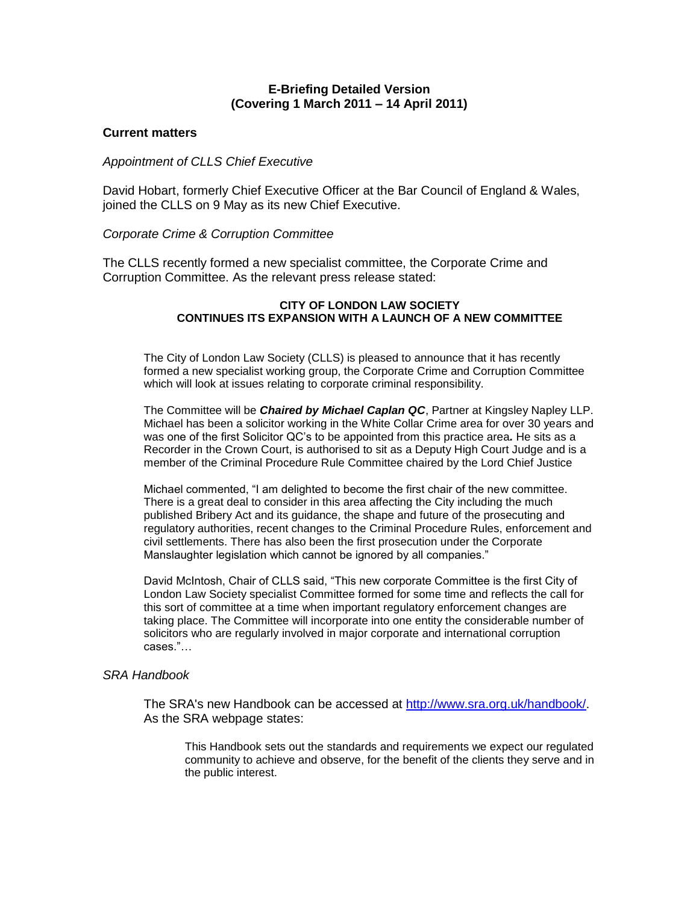# E-Briefing Detailed Version
## (Covering 1 March 2011 – 14 April 2011)

### Current matters

*Appointment of CLLS Chief Executive*

David Hobart, formerly Chief Executive Officer at the Bar Council of England & Wales, joined the CLLS on 9 May as its new Chief Executive.

*Corporate Crime & Corruption Committee*

The CLLS recently formed a new specialist committee, the Corporate Crime and Corruption Committee. As the relevant press release stated:

> **CITY OF LONDON LAW SOCIETY**
> **CONTINUES ITS EXPANSION WITH A LAUNCH OF A NEW COMMITTEE**
>
> The City of London Law Society (CLLS) is pleased to announce that it has recently formed a new specialist working group, the Corporate Crime and Corruption Committee which will look at issues relating to corporate criminal responsibility.
>
> The Committee will be ***Chaired by Michael Caplan QC***, Partner at Kingsley Napley LLP. Michael has been a solicitor working in the White Collar Crime area for over 30 years and was one of the first Solicitor QC's to be appointed from this practice area**.** He sits as a Recorder in the Crown Court, is authorised to sit as a Deputy High Court Judge and is a member of the Criminal Procedure Rule Committee chaired by the Lord Chief Justice
>
> Michael commented, "I am delighted to become the first chair of the new committee. There is a great deal to consider in this area affecting the City including the much published Bribery Act and its guidance, the shape and future of the prosecuting and regulatory authorities, recent changes to the Criminal Procedure Rules, enforcement and civil settlements. There has also been the first prosecution under the Corporate Manslaughter legislation which cannot be ignored by all companies."
>
> David McIntosh, Chair of CLLS said, "This new corporate Committee is the first City of London Law Society specialist Committee formed for some time and reflects the call for this sort of committee at a time when important regulatory enforcement changes are taking place. The Committee will incorporate into one entity the considerable number of solicitors who are regularly involved in major corporate and international corruption cases."…

*SRA Handbook*

> The SRA's new Handbook can be accessed at http://www.sra.org.uk/handbook/. As the SRA webpage states:
>
> > This Handbook sets out the standards and requirements we expect our regulated community to achieve and observe, for the benefit of the clients they serve and in the public interest.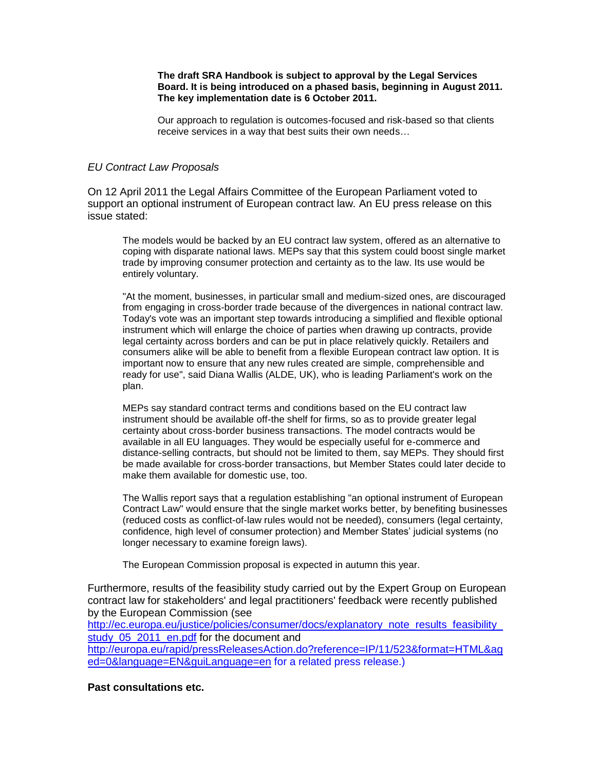> **The draft SRA Handbook is subject to approval by the Legal Services Board. It is being introduced on a phased basis, beginning in August 2011. The key implementation date is 6 October 2011.**
>
> Our approach to regulation is outcomes-focused and risk-based so that clients receive services in a way that best suits their own needs…

*EU Contract Law Proposals*

On 12 April 2011 the Legal Affairs Committee of the European Parliament voted to support an optional instrument of European contract law. An EU press release on this issue stated:

> The models would be backed by an EU contract law system, offered as an alternative to coping with disparate national laws. MEPs say that this system could boost single market trade by improving consumer protection and certainty as to the law. Its use would be entirely voluntary.
>
> "At the moment, businesses, in particular small and medium-sized ones, are discouraged from engaging in cross-border trade because of the divergences in national contract law. Today's vote was an important step towards introducing a simplified and flexible optional instrument which will enlarge the choice of parties when drawing up contracts, provide legal certainty across borders and can be put in place relatively quickly. Retailers and consumers alike will be able to benefit from a flexible European contract law option. It is important now to ensure that any new rules created are simple, comprehensible and ready for use", said Diana Wallis (ALDE, UK), who is leading Parliament's work on the plan.
>
> MEPs say standard contract terms and conditions based on the EU contract law instrument should be available off-the shelf for firms, so as to provide greater legal certainty about cross-border business transactions. The model contracts would be available in all EU languages. They would be especially useful for e-commerce and distance-selling contracts, but should not be limited to them, say MEPs. They should first be made available for cross-border transactions, but Member States could later decide to make them available for domestic use, too.
>
> The Wallis report says that a regulation establishing "an optional instrument of European Contract Law" would ensure that the single market works better, by benefiting businesses (reduced costs as conflict-of-law rules would not be needed), consumers (legal certainty, confidence, high level of consumer protection) and Member States' judicial systems (no longer necessary to examine foreign laws).
>
> The European Commission proposal is expected in autumn this year.

Furthermore, results of the feasibility study carried out by the Expert Group on European contract law for stakeholders' and legal practitioners' feedback were recently published by the European Commission (see http://ec.europa.eu/justice/policies/consumer/docs/explanatory_note_results_feasibility_study_05_2011_en.pdf for the document and http://europa.eu/rapid/pressReleasesAction.do?reference=IP/11/523&format=HTML&aged=0&language=EN&guiLanguage=en for a related press release.)

**Past consultations etc.**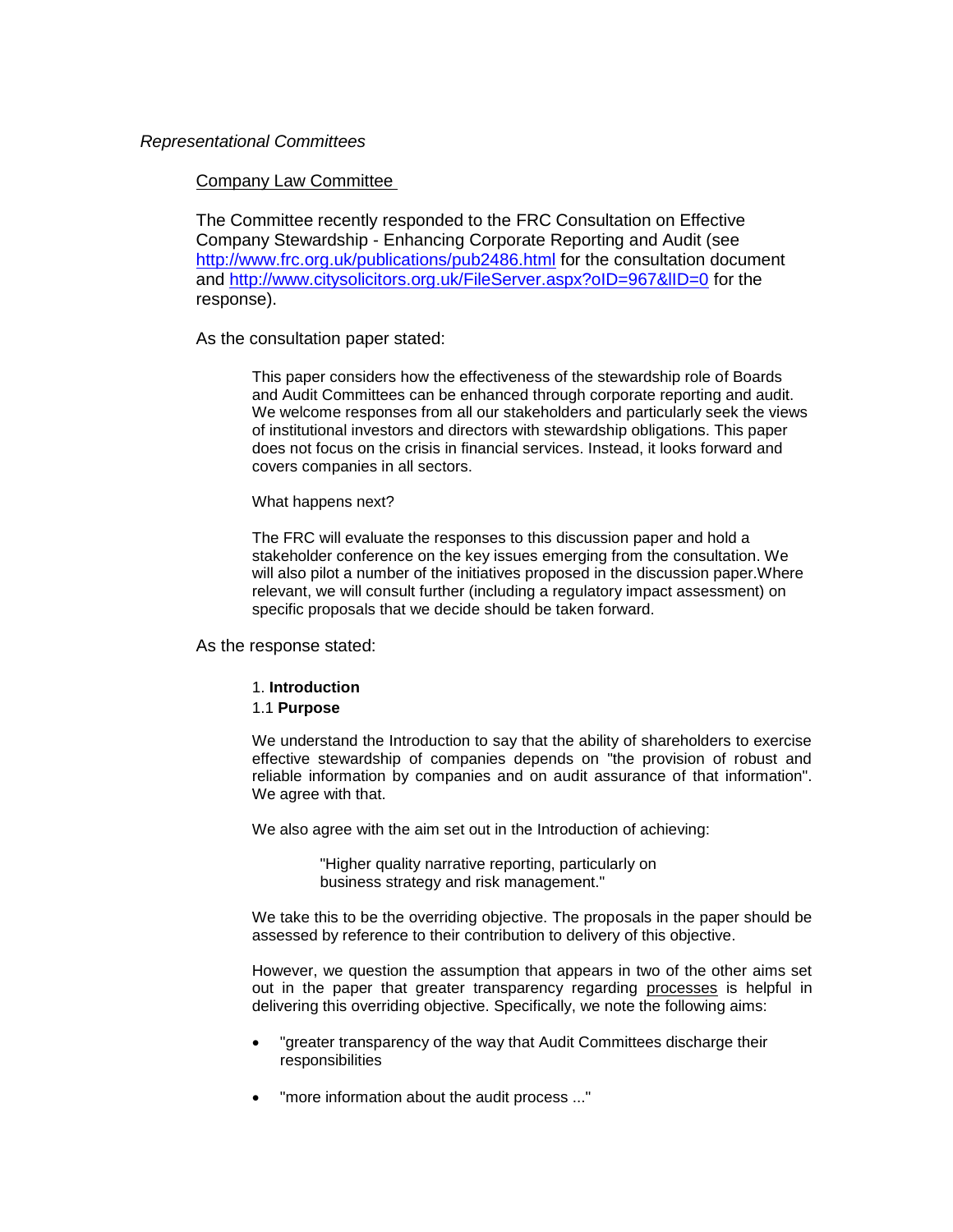*Representational Committees*

Company Law Committee

The Committee recently responded to the FRC Consultation on Effective Company Stewardship - Enhancing Corporate Reporting and Audit (see http://www.frc.org.uk/publications/pub2486.html for the consultation document and http://www.citysolicitors.org.uk/FileServer.aspx?oID=967&lID=0 for the response).

As the consultation paper stated:

> This paper considers how the effectiveness of the stewardship role of Boards and Audit Committees can be enhanced through corporate reporting and audit. We welcome responses from all our stakeholders and particularly seek the views of institutional investors and directors with stewardship obligations. This paper does not focus on the crisis in financial services. Instead, it looks forward and covers companies in all sectors.
>
> What happens next?
>
> The FRC will evaluate the responses to this discussion paper and hold a stakeholder conference on the key issues emerging from the consultation. We will also pilot a number of the initiatives proposed in the discussion paper.Where relevant, we will consult further (including a regulatory impact assessment) on specific proposals that we decide should be taken forward.

As the response stated:

> 1. **Introduction**
>
> 1.1 **Purpose**
>
> We understand the Introduction to say that the ability of shareholders to exercise effective stewardship of companies depends on "the provision of robust and reliable information by companies and on audit assurance of that information". We agree with that.
>
> We also agree with the aim set out in the Introduction of achieving:
>
> > "Higher quality narrative reporting, particularly on business strategy and risk management."
>
> We take this to be the overriding objective. The proposals in the paper should be assessed by reference to their contribution to delivery of this objective.
>
> However, we question the assumption that appears in two of the other aims set out in the paper that greater transparency regarding processes is helpful in delivering this overriding objective. Specifically, we note the following aims:
>
> - "greater transparency of the way that Audit Committees discharge their responsibilities
> - "more information about the audit process ..."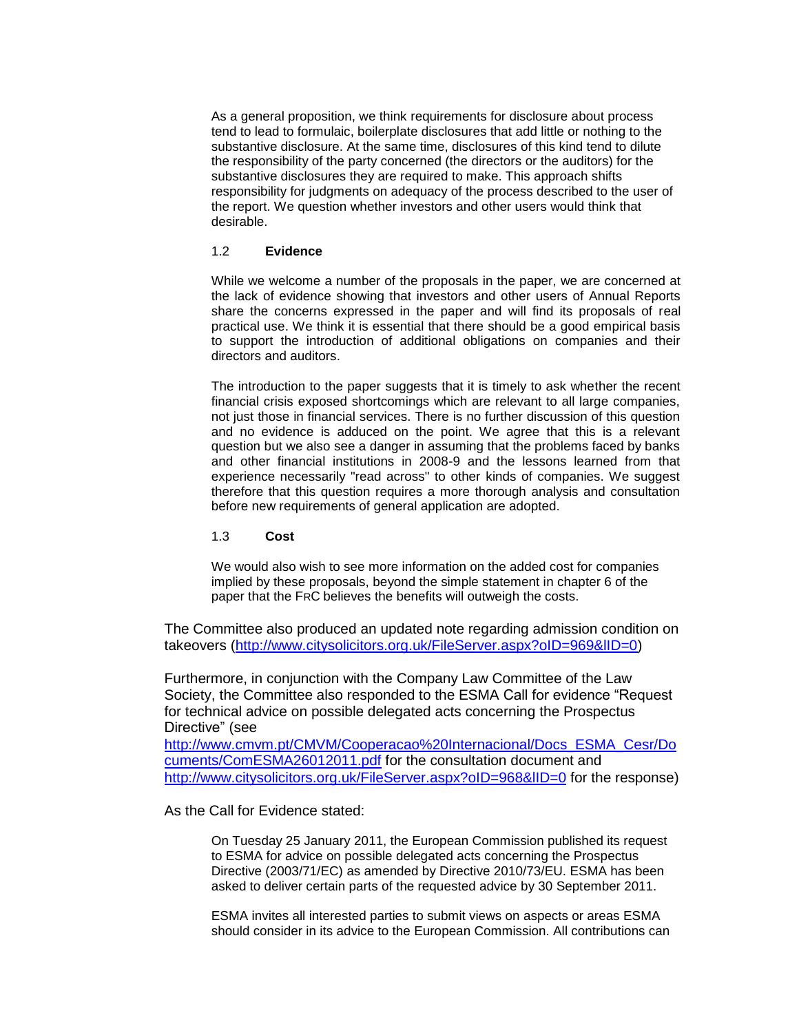> As a general proposition, we think requirements for disclosure about process tend to lead to formulaic, boilerplate disclosures that add little or nothing to the substantive disclosure. At the same time, disclosures of this kind tend to dilute the responsibility of the party concerned (the directors or the auditors) for the substantive disclosures they are required to make. This approach shifts responsibility for judgments on adequacy of the process described to the user of the report. We question whether investors and other users would think that desirable.
>
> 1.2 **Evidence**
>
> While we welcome a number of the proposals in the paper, we are concerned at the lack of evidence showing that investors and other users of Annual Reports share the concerns expressed in the paper and will find its proposals of real practical use. We think it is essential that there should be a good empirical basis to support the introduction of additional obligations on companies and their directors and auditors.
>
> The introduction to the paper suggests that it is timely to ask whether the recent financial crisis exposed shortcomings which are relevant to all large companies, not just those in financial services. There is no further discussion of this question and no evidence is adduced on the point. We agree that this is a relevant question but we also see a danger in assuming that the problems faced by banks and other financial institutions in 2008-9 and the lessons learned from that experience necessarily "read across" to other kinds of companies. We suggest therefore that this question requires a more thorough analysis and consultation before new requirements of general application are adopted.
>
> 1.3 **Cost**
>
> We would also wish to see more information on the added cost for companies implied by these proposals, beyond the simple statement in chapter 6 of the paper that the FRC believes the benefits will outweigh the costs.

The Committee also produced an updated note regarding admission condition on takeovers (http://www.citysolicitors.org.uk/FileServer.aspx?oID=969&lID=0)

Furthermore, in conjunction with the Company Law Committee of the Law Society, the Committee also responded to the ESMA Call for evidence "Request for technical advice on possible delegated acts concerning the Prospectus Directive" (see http://www.cmvm.pt/CMVM/Cooperacao%20Internacional/Docs_ESMA_Cesr/Documents/ComESMA26012011.pdf for the consultation document and http://www.citysolicitors.org.uk/FileServer.aspx?oID=968&lID=0 for the response)

As the Call for Evidence stated:

> On Tuesday 25 January 2011, the European Commission published its request to ESMA for advice on possible delegated acts concerning the Prospectus Directive (2003/71/EC) as amended by Directive 2010/73/EU. ESMA has been asked to deliver certain parts of the requested advice by 30 September 2011.
>
> ESMA invites all interested parties to submit views on aspects or areas ESMA should consider in its advice to the European Commission. All contributions can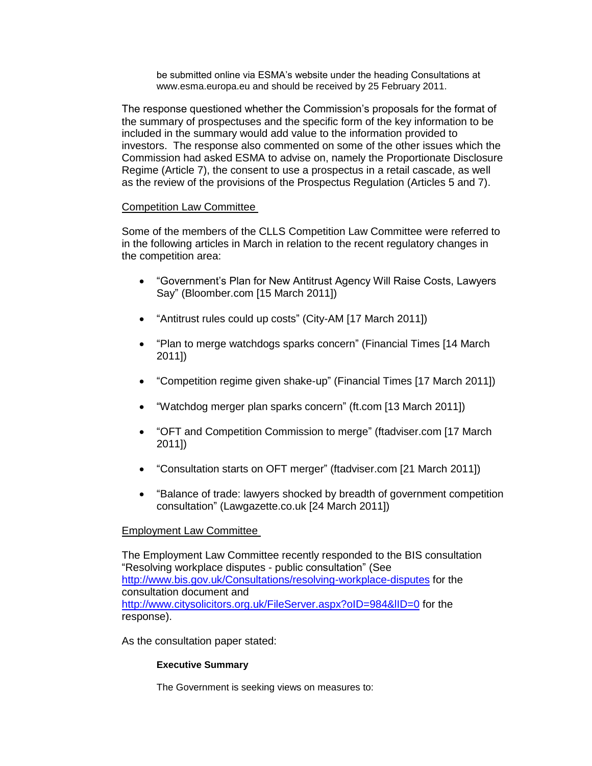> be submitted online via ESMA's website under the heading Consultations at www.esma.europa.eu and should be received by 25 February 2011.

The response questioned whether the Commission's proposals for the format of the summary of prospectuses and the specific form of the key information to be included in the summary would add value to the information provided to investors. The response also commented on some of the other issues which the Commission had asked ESMA to advise on, namely the Proportionate Disclosure Regime (Article 7), the consent to use a prospectus in a retail cascade, as well as the review of the provisions of the Prospectus Regulation (Articles 5 and 7).

Competition Law Committee

Some of the members of the CLLS Competition Law Committee were referred to in the following articles in March in relation to the recent regulatory changes in the competition area:

- "Government's Plan for New Antitrust Agency Will Raise Costs, Lawyers Say" (Bloomber.com [15 March 2011])
- "Antitrust rules could up costs" (City-AM [17 March 2011])
- "Plan to merge watchdogs sparks concern" (Financial Times [14 March 2011])
- "Competition regime given shake-up" (Financial Times [17 March 2011])
- "Watchdog merger plan sparks concern" (ft.com [13 March 2011])
- "OFT and Competition Commission to merge" (ftadviser.com [17 March 2011])
- "Consultation starts on OFT merger" (ftadviser.com [21 March 2011])
- "Balance of trade: lawyers shocked by breadth of government competition consultation" (Lawgazette.co.uk [24 March 2011])

Employment Law Committee

The Employment Law Committee recently responded to the BIS consultation "Resolving workplace disputes - public consultation" (See http://www.bis.gov.uk/Consultations/resolving-workplace-disputes for the consultation document and http://www.citysolicitors.org.uk/FileServer.aspx?oID=984&lID=0 for the response).

As the consultation paper stated:

> **Executive Summary**
>
> The Government is seeking views on measures to: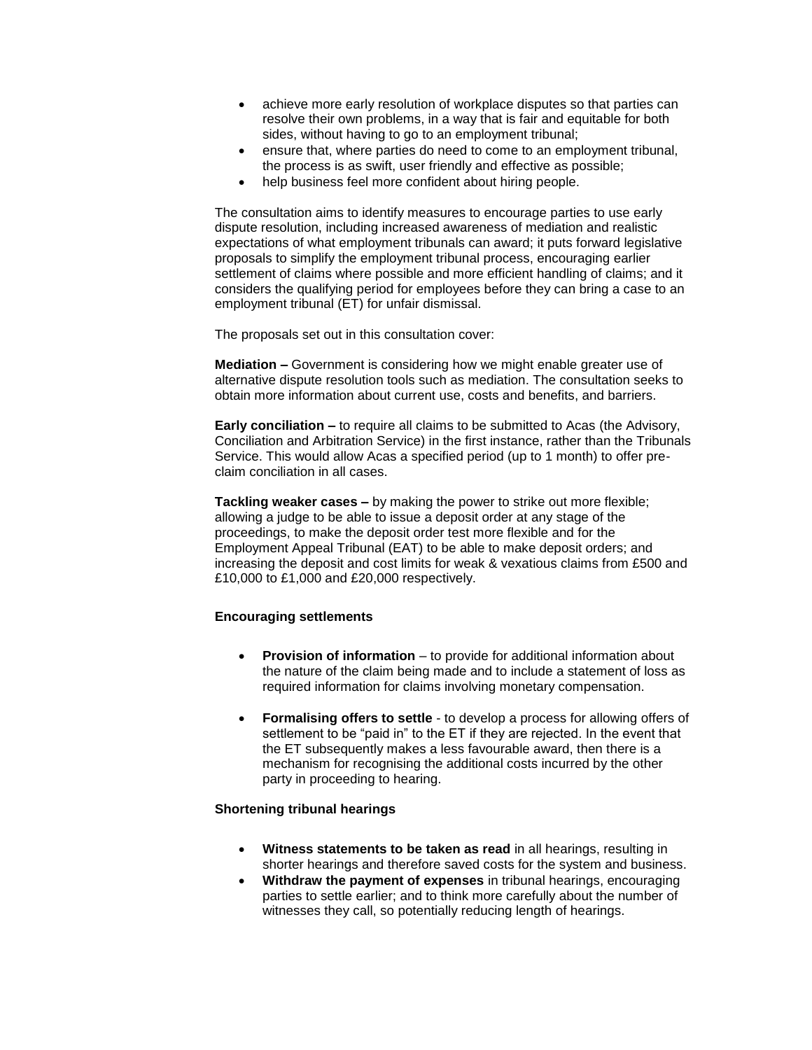- achieve more early resolution of workplace disputes so that parties can resolve their own problems, in a way that is fair and equitable for both sides, without having to go to an employment tribunal;
- ensure that, where parties do need to come to an employment tribunal, the process is as swift, user friendly and effective as possible;
- help business feel more confident about hiring people.

The consultation aims to identify measures to encourage parties to use early dispute resolution, including increased awareness of mediation and realistic expectations of what employment tribunals can award; it puts forward legislative proposals to simplify the employment tribunal process, encouraging earlier settlement of claims where possible and more efficient handling of claims; and it considers the qualifying period for employees before they can bring a case to an employment tribunal (ET) for unfair dismissal.

The proposals set out in this consultation cover:

**Mediation –** Government is considering how we might enable greater use of alternative dispute resolution tools such as mediation. The consultation seeks to obtain more information about current use, costs and benefits, and barriers.

**Early conciliation –** to require all claims to be submitted to Acas (the Advisory, Conciliation and Arbitration Service) in the first instance, rather than the Tribunals Service. This would allow Acas a specified period (up to 1 month) to offer pre-claim conciliation in all cases.

**Tackling weaker cases –** by making the power to strike out more flexible; allowing a judge to be able to issue a deposit order at any stage of the proceedings, to make the deposit order test more flexible and for the Employment Appeal Tribunal (EAT) to be able to make deposit orders; and increasing the deposit and cost limits for weak & vexatious claims from £500 and £10,000 to £1,000 and £20,000 respectively.

**Encouraging settlements**

- **Provision of information** – to provide for additional information about the nature of the claim being made and to include a statement of loss as required information for claims involving monetary compensation.

- **Formalising offers to settle** - to develop a process for allowing offers of settlement to be "paid in" to the ET if they are rejected. In the event that the ET subsequently makes a less favourable award, then there is a mechanism for recognising the additional costs incurred by the other party in proceeding to hearing.

**Shortening tribunal hearings**

- **Witness statements to be taken as read** in all hearings, resulting in shorter hearings and therefore saved costs for the system and business.
- **Withdraw the payment of expenses** in tribunal hearings, encouraging parties to settle earlier; and to think more carefully about the number of witnesses they call, so potentially reducing length of hearings.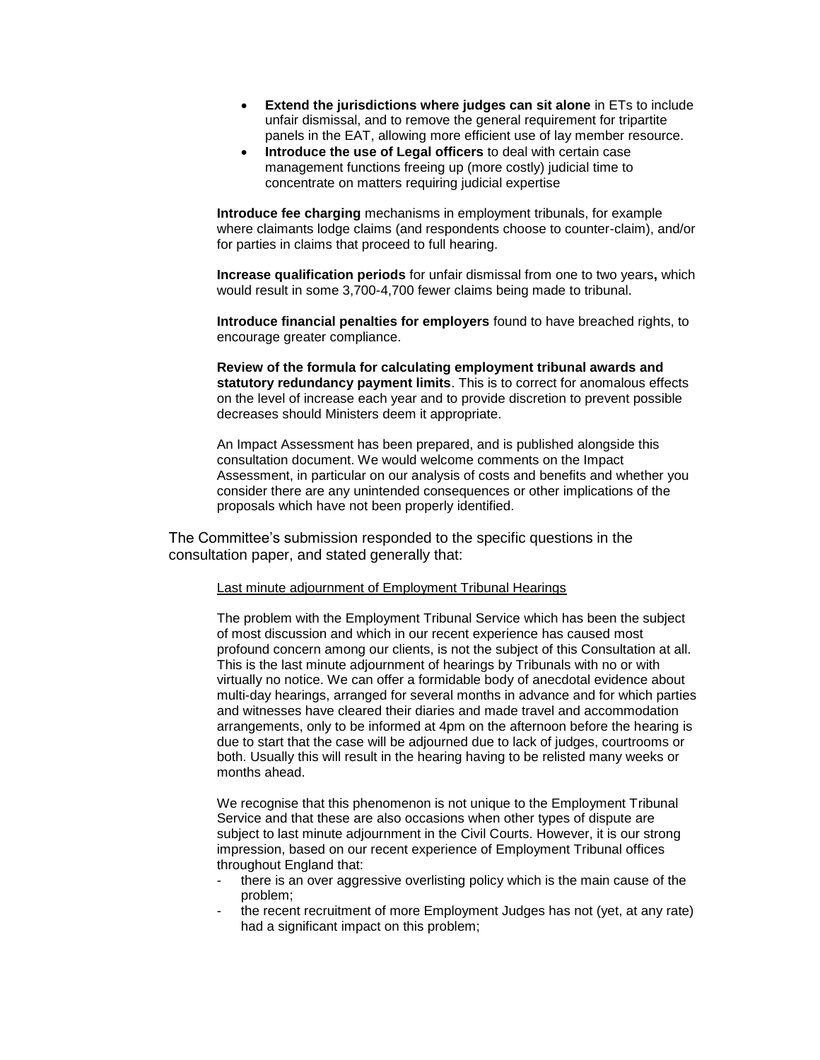- **Extend the jurisdictions where judges can sit alone** in ETs to include unfair dismissal, and to remove the general requirement for tripartite panels in the EAT, allowing more efficient use of lay member resource.
- **Introduce the use of Legal officers** to deal with certain case management functions freeing up (more costly) judicial time to concentrate on matters requiring judicial expertise

**Introduce fee charging** mechanisms in employment tribunals, for example where claimants lodge claims (and respondents choose to counter-claim), and/or for parties in claims that proceed to full hearing.

**Increase qualification periods** for unfair dismissal from one to two years**,** which would result in some 3,700-4,700 fewer claims being made to tribunal.

**Introduce financial penalties for employers** found to have breached rights, to encourage greater compliance.

**Review of the formula for calculating employment tribunal awards and statutory redundancy payment limits**. This is to correct for anomalous effects on the level of increase each year and to provide discretion to prevent possible decreases should Ministers deem it appropriate.

An Impact Assessment has been prepared, and is published alongside this consultation document. We would welcome comments on the Impact Assessment, in particular on our analysis of costs and benefits and whether you consider there are any unintended consequences or other implications of the proposals which have not been properly identified.

The Committee's submission responded to the specific questions in the consultation paper, and stated generally that:

<u>Last minute adjournment of Employment Tribunal Hearings</u>

The problem with the Employment Tribunal Service which has been the subject of most discussion and which in our recent experience has caused most profound concern among our clients, is not the subject of this Consultation at all. This is the last minute adjournment of hearings by Tribunals with no or with virtually no notice. We can offer a formidable body of anecdotal evidence about multi-day hearings, arranged for several months in advance and for which parties and witnesses have cleared their diaries and made travel and accommodation arrangements, only to be informed at 4pm on the afternoon before the hearing is due to start that the case will be adjourned due to lack of judges, courtrooms or both. Usually this will result in the hearing having to be relisted many weeks or months ahead.

We recognise that this phenomenon is not unique to the Employment Tribunal Service and that these are also occasions when other types of dispute are subject to last minute adjournment in the Civil Courts. However, it is our strong impression, based on our recent experience of Employment Tribunal offices throughout England that:

- there is an over aggressive overlisting policy which is the main cause of the problem;
- the recent recruitment of more Employment Judges has not (yet, at any rate) had a significant impact on this problem;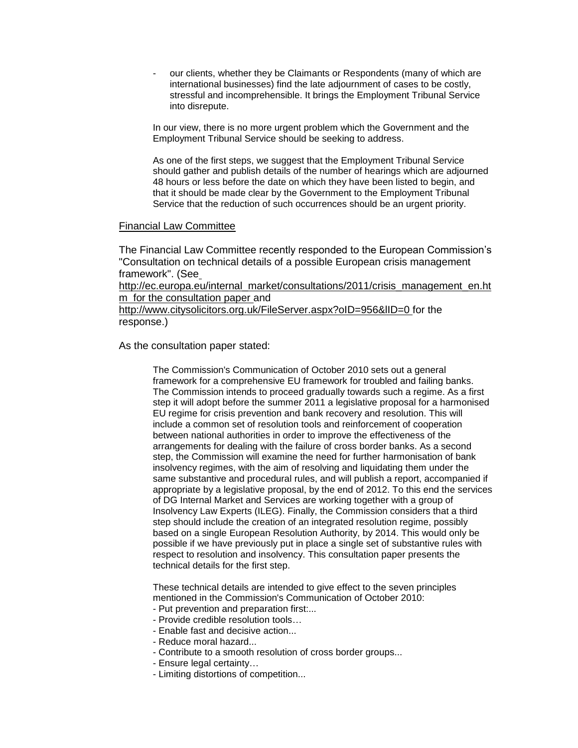- our clients, whether they be Claimants or Respondents (many of which are international businesses) find the late adjournment of cases to be costly, stressful and incomprehensible. It brings the Employment Tribunal Service into disrepute.

In our view, there is no more urgent problem which the Government and the Employment Tribunal Service should be seeking to address.

As one of the first steps, we suggest that the Employment Tribunal Service should gather and publish details of the number of hearings which are adjourned 48 hours or less before the date on which they have been listed to begin, and that it should be made clear by the Government to the Employment Tribunal Service that the reduction of such occurrences should be an urgent priority.

## Financial Law Committee

The Financial Law Committee recently responded to the European Commission's "Consultation on technical details of a possible European crisis management framework". (See http://ec.europa.eu/internal_market/consultations/2011/crisis_management_en.htm for the consultation paper and http://www.citysolicitors.org.uk/FileServer.aspx?oID=956&lID=0 for the response.)

As the consultation paper stated:

> The Commission's Communication of October 2010 sets out a general framework for a comprehensive EU framework for troubled and failing banks. The Commission intends to proceed gradually towards such a regime. As a first step it will adopt before the summer 2011 a legislative proposal for a harmonised EU regime for crisis prevention and bank recovery and resolution. This will include a common set of resolution tools and reinforcement of cooperation between national authorities in order to improve the effectiveness of the arrangements for dealing with the failure of cross border banks. As a second step, the Commission will examine the need for further harmonisation of bank insolvency regimes, with the aim of resolving and liquidating them under the same substantive and procedural rules, and will publish a report, accompanied if appropriate by a legislative proposal, by the end of 2012. To this end the services of DG Internal Market and Services are working together with a group of Insolvency Law Experts (ILEG). Finally, the Commission considers that a third step should include the creation of an integrated resolution regime, possibly based on a single European Resolution Authority, by 2014. This would only be possible if we have previously put in place a single set of substantive rules with respect to resolution and insolvency. This consultation paper presents the technical details for the first step.
>
> These technical details are intended to give effect to the seven principles mentioned in the Commission's Communication of October 2010:
> - Put prevention and preparation first:...
> - Provide credible resolution tools…
> - Enable fast and decisive action...
> - Reduce moral hazard...
> - Contribute to a smooth resolution of cross border groups...
> - Ensure legal certainty…
> - Limiting distortions of competition...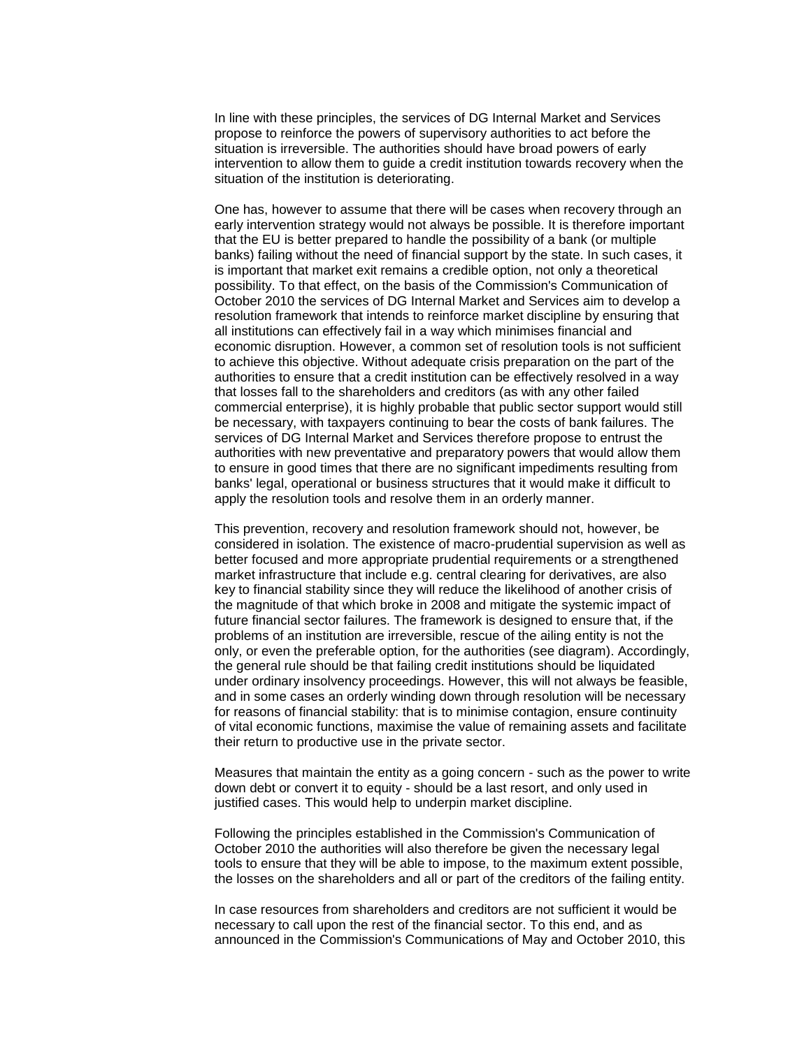In line with these principles, the services of DG Internal Market and Services propose to reinforce the powers of supervisory authorities to act before the situation is irreversible. The authorities should have broad powers of early intervention to allow them to guide a credit institution towards recovery when the situation of the institution is deteriorating.

One has, however to assume that there will be cases when recovery through an early intervention strategy would not always be possible. It is therefore important that the EU is better prepared to handle the possibility of a bank (or multiple banks) failing without the need of financial support by the state. In such cases, it is important that market exit remains a credible option, not only a theoretical possibility. To that effect, on the basis of the Commission's Communication of October 2010 the services of DG Internal Market and Services aim to develop a resolution framework that intends to reinforce market discipline by ensuring that all institutions can effectively fail in a way which minimises financial and economic disruption. However, a common set of resolution tools is not sufficient to achieve this objective. Without adequate crisis preparation on the part of the authorities to ensure that a credit institution can be effectively resolved in a way that losses fall to the shareholders and creditors (as with any other failed commercial enterprise), it is highly probable that public sector support would still be necessary, with taxpayers continuing to bear the costs of bank failures. The services of DG Internal Market and Services therefore propose to entrust the authorities with new preventative and preparatory powers that would allow them to ensure in good times that there are no significant impediments resulting from banks' legal, operational or business structures that it would make it difficult to apply the resolution tools and resolve them in an orderly manner.

This prevention, recovery and resolution framework should not, however, be considered in isolation. The existence of macro-prudential supervision as well as better focused and more appropriate prudential requirements or a strengthened market infrastructure that include e.g. central clearing for derivatives, are also key to financial stability since they will reduce the likelihood of another crisis of the magnitude of that which broke in 2008 and mitigate the systemic impact of future financial sector failures. The framework is designed to ensure that, if the problems of an institution are irreversible, rescue of the ailing entity is not the only, or even the preferable option, for the authorities (see diagram). Accordingly, the general rule should be that failing credit institutions should be liquidated under ordinary insolvency proceedings. However, this will not always be feasible, and in some cases an orderly winding down through resolution will be necessary for reasons of financial stability: that is to minimise contagion, ensure continuity of vital economic functions, maximise the value of remaining assets and facilitate their return to productive use in the private sector.

Measures that maintain the entity as a going concern - such as the power to write down debt or convert it to equity - should be a last resort, and only used in justified cases. This would help to underpin market discipline.

Following the principles established in the Commission's Communication of October 2010 the authorities will also therefore be given the necessary legal tools to ensure that they will be able to impose, to the maximum extent possible, the losses on the shareholders and all or part of the creditors of the failing entity.

In case resources from shareholders and creditors are not sufficient it would be necessary to call upon the rest of the financial sector. To this end, and as announced in the Commission's Communications of May and October 2010, this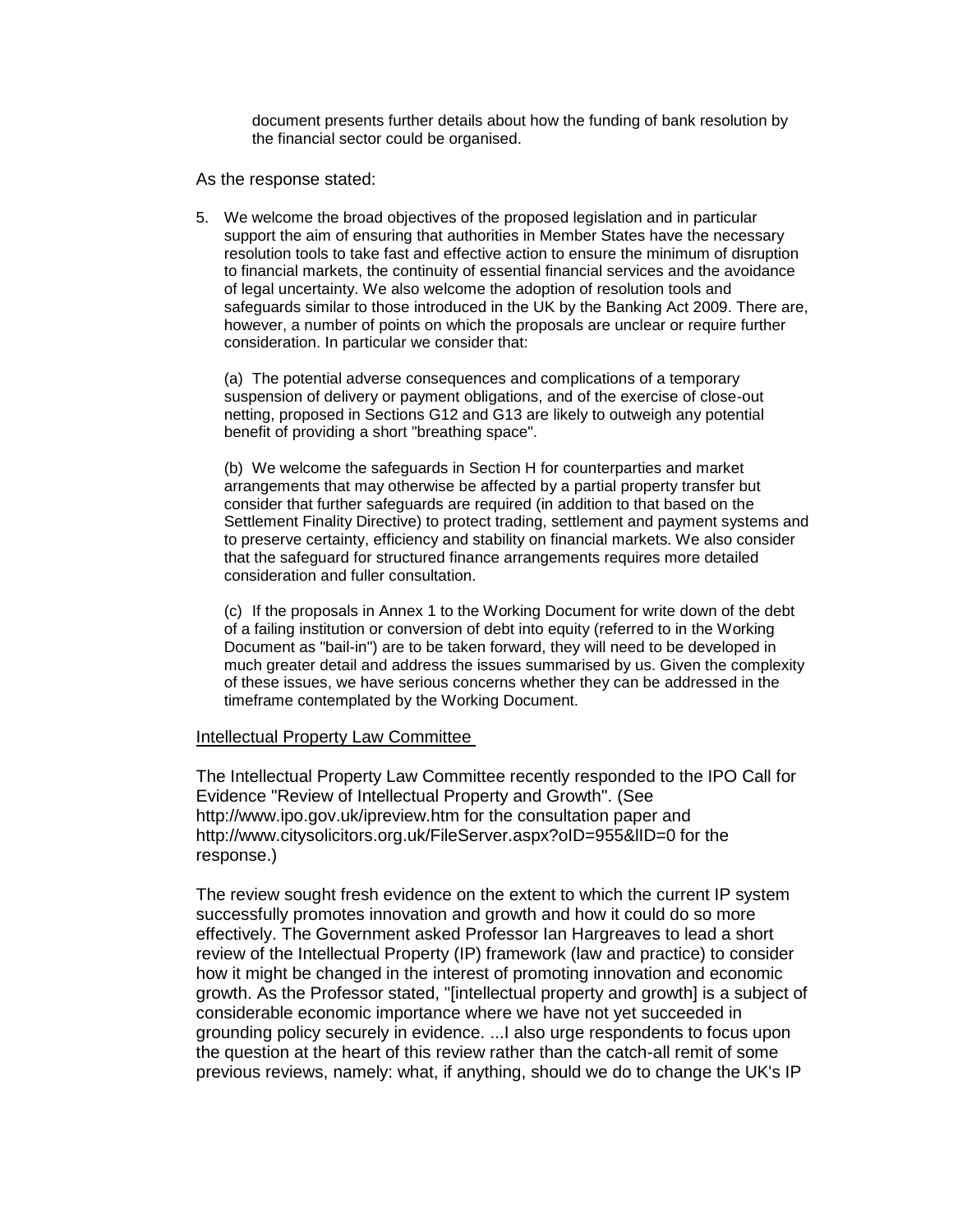document presents further details about how the funding of bank resolution by the financial sector could be organised.

As the response stated:

5. We welcome the broad objectives of the proposed legislation and in particular support the aim of ensuring that authorities in Member States have the necessary resolution tools to take fast and effective action to ensure the minimum of disruption to financial markets, the continuity of essential financial services and the avoidance of legal uncertainty. We also welcome the adoption of resolution tools and safeguards similar to those introduced in the UK by the Banking Act 2009. There are, however, a number of points on which the proposals are unclear or require further consideration. In particular we consider that:

   (a) The potential adverse consequences and complications of a temporary suspension of delivery or payment obligations, and of the exercise of close-out netting, proposed in Sections G12 and G13 are likely to outweigh any potential benefit of providing a short "breathing space".

   (b) We welcome the safeguards in Section H for counterparties and market arrangements that may otherwise be affected by a partial property transfer but consider that further safeguards are required (in addition to that based on the Settlement Finality Directive) to protect trading, settlement and payment systems and to preserve certainty, efficiency and stability on financial markets. We also consider that the safeguard for structured finance arrangements requires more detailed consideration and fuller consultation.

   (c) If the proposals in Annex 1 to the Working Document for write down of the debt of a failing institution or conversion of debt into equity (referred to in the Working Document as "bail-in") are to be taken forward, they will need to be developed in much greater detail and address the issues summarised by us. Given the complexity of these issues, we have serious concerns whether they can be addressed in the timeframe contemplated by the Working Document.

<u>Intellectual Property Law Committee</u>

The Intellectual Property Law Committee recently responded to the IPO Call for Evidence "Review of Intellectual Property and Growth". (See http://www.ipo.gov.uk/ipreview.htm for the consultation paper and http://www.citysolicitors.org.uk/FileServer.aspx?oID=955&lID=0 for the response.)

The review sought fresh evidence on the extent to which the current IP system successfully promotes innovation and growth and how it could do so more effectively. The Government asked Professor Ian Hargreaves to lead a short review of the Intellectual Property (IP) framework (law and practice) to consider how it might be changed in the interest of promoting innovation and economic growth. As the Professor stated, "[intellectual property and growth] is a subject of considerable economic importance where we have not yet succeeded in grounding policy securely in evidence. ...I also urge respondents to focus upon the question at the heart of this review rather than the catch-all remit of some previous reviews, namely: what, if anything, should we do to change the UK's IP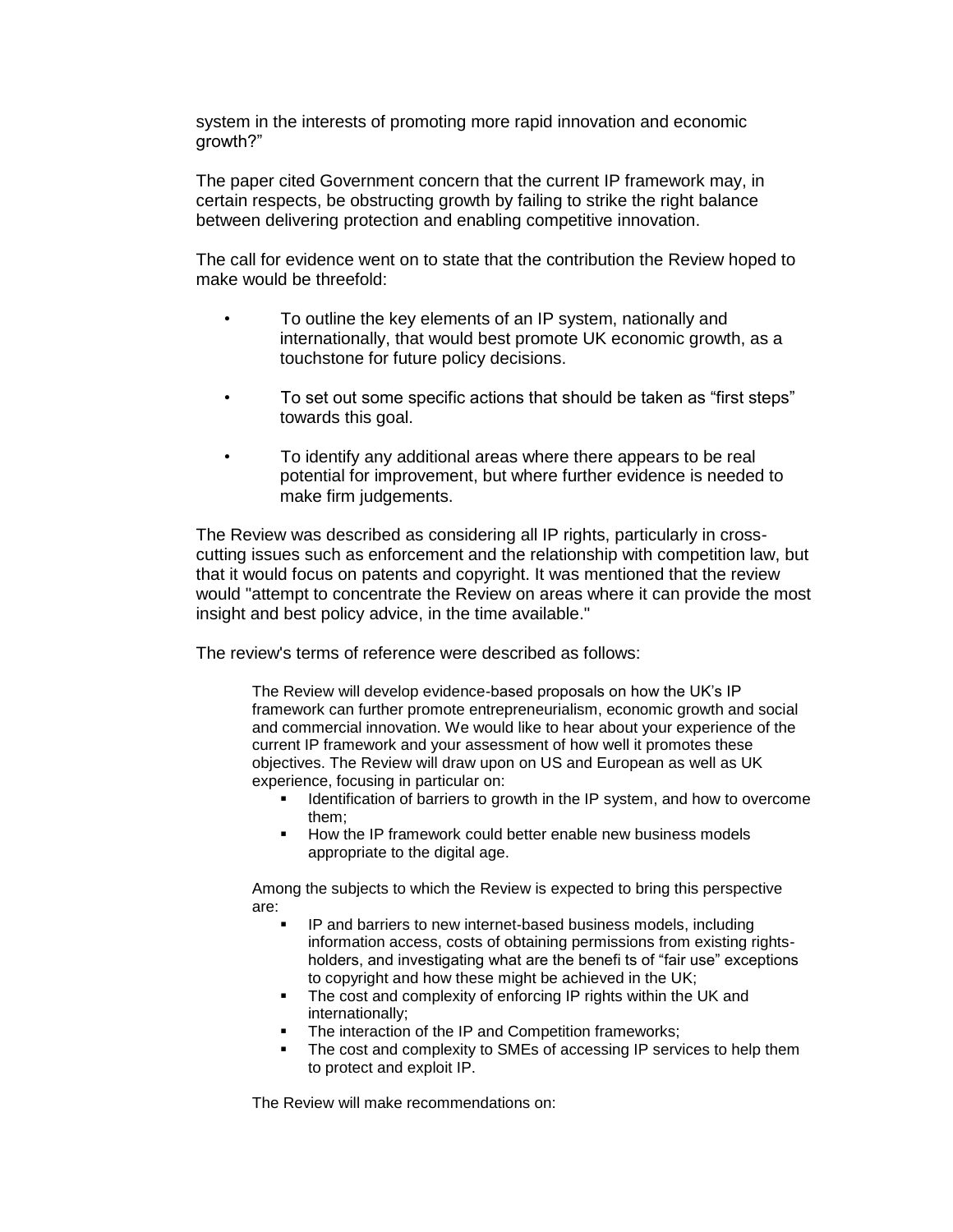system in the interests of promoting more rapid innovation and economic growth?"

The paper cited Government concern that the current IP framework may, in certain respects, be obstructing growth by failing to strike the right balance between delivering protection and enabling competitive innovation.

The call for evidence went on to state that the contribution the Review hoped to make would be threefold:

- To outline the key elements of an IP system, nationally and internationally, that would best promote UK economic growth, as a touchstone for future policy decisions.
- To set out some specific actions that should be taken as "first steps" towards this goal.
- To identify any additional areas where there appears to be real potential for improvement, but where further evidence is needed to make firm judgements.

The Review was described as considering all IP rights, particularly in cross-cutting issues such as enforcement and the relationship with competition law, but that it would focus on patents and copyright. It was mentioned that the review would "attempt to concentrate the Review on areas where it can provide the most insight and best policy advice, in the time available."

The review's terms of reference were described as follows:

> The Review will develop evidence-based proposals on how the UK's IP framework can further promote entrepreneurialism, economic growth and social and commercial innovation. We would like to hear about your experience of the current IP framework and your assessment of how well it promotes these objectives. The Review will draw upon on US and European as well as UK experience, focusing in particular on:
>
> - Identification of barriers to growth in the IP system, and how to overcome them;
> - How the IP framework could better enable new business models appropriate to the digital age.
>
> Among the subjects to which the Review is expected to bring this perspective are:
>
> - IP and barriers to new internet-based business models, including information access, costs of obtaining permissions from existing rights-holders, and investigating what are the benefi ts of "fair use" exceptions to copyright and how these might be achieved in the UK;
> - The cost and complexity of enforcing IP rights within the UK and internationally;
> - The interaction of the IP and Competition frameworks;
> - The cost and complexity to SMEs of accessing IP services to help them to protect and exploit IP.
>
> The Review will make recommendations on: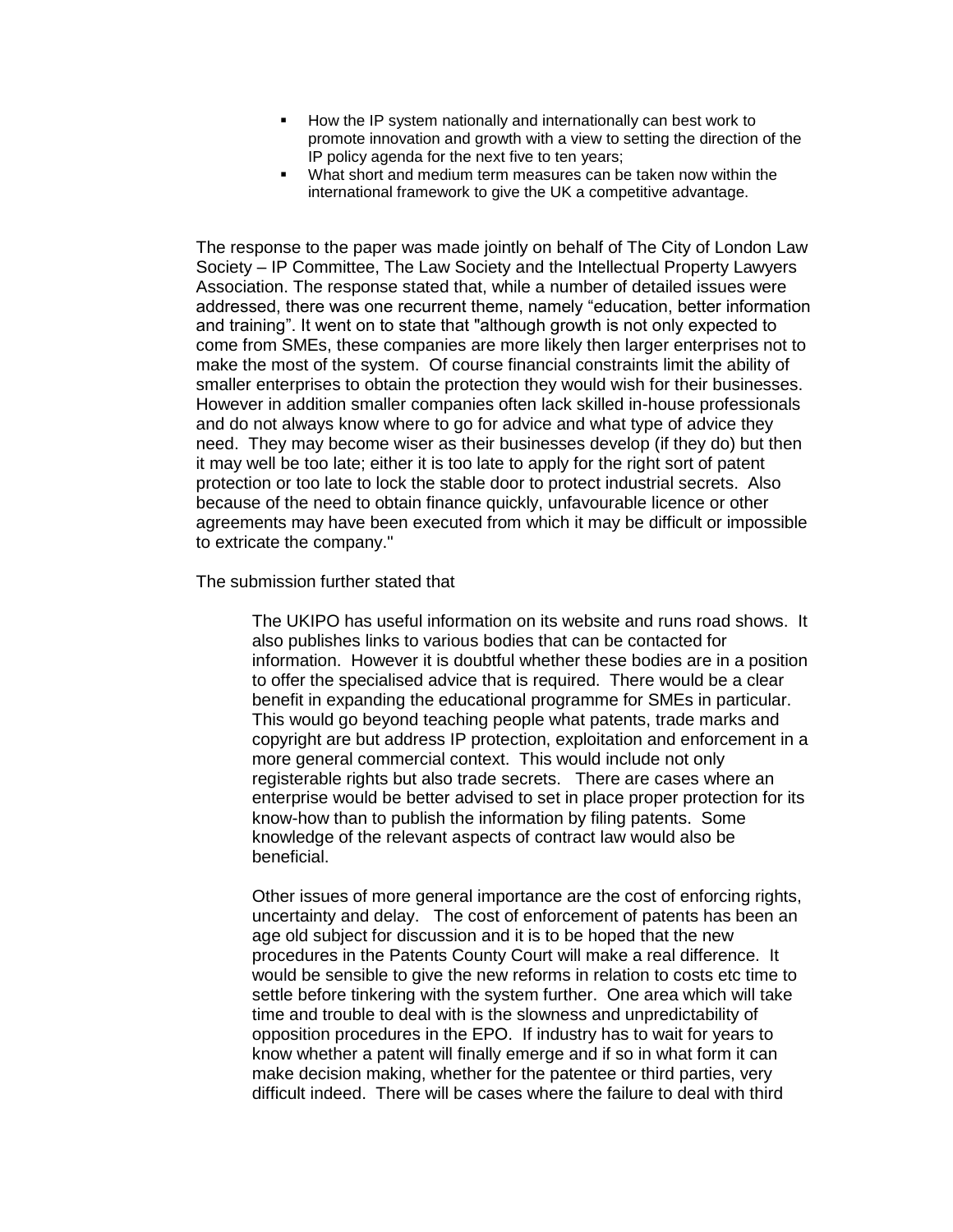- How the IP system nationally and internationally can best work to promote innovation and growth with a view to setting the direction of the IP policy agenda for the next five to ten years;
- What short and medium term measures can be taken now within the international framework to give the UK a competitive advantage.

The response to the paper was made jointly on behalf of The City of London Law Society – IP Committee, The Law Society and the Intellectual Property Lawyers Association. The response stated that, while a number of detailed issues were addressed, there was one recurrent theme, namely "education, better information and training". It went on to state that "although growth is not only expected to come from SMEs, these companies are more likely then larger enterprises not to make the most of the system. Of course financial constraints limit the ability of smaller enterprises to obtain the protection they would wish for their businesses. However in addition smaller companies often lack skilled in-house professionals and do not always know where to go for advice and what type of advice they need. They may become wiser as their businesses develop (if they do) but then it may well be too late; either it is too late to apply for the right sort of patent protection or too late to lock the stable door to protect industrial secrets. Also because of the need to obtain finance quickly, unfavourable licence or other agreements may have been executed from which it may be difficult or impossible to extricate the company."

The submission further stated that

> The UKIPO has useful information on its website and runs road shows. It also publishes links to various bodies that can be contacted for information. However it is doubtful whether these bodies are in a position to offer the specialised advice that is required. There would be a clear benefit in expanding the educational programme for SMEs in particular. This would go beyond teaching people what patents, trade marks and copyright are but address IP protection, exploitation and enforcement in a more general commercial context. This would include not only registerable rights but also trade secrets. There are cases where an enterprise would be better advised to set in place proper protection for its know-how than to publish the information by filing patents. Some knowledge of the relevant aspects of contract law would also be beneficial.
>
> Other issues of more general importance are the cost of enforcing rights, uncertainty and delay. The cost of enforcement of patents has been an age old subject for discussion and it is to be hoped that the new procedures in the Patents County Court will make a real difference. It would be sensible to give the new reforms in relation to costs etc time to settle before tinkering with the system further. One area which will take time and trouble to deal with is the slowness and unpredictability of opposition procedures in the EPO. If industry has to wait for years to know whether a patent will finally emerge and if so in what form it can make decision making, whether for the patentee or third parties, very difficult indeed. There will be cases where the failure to deal with third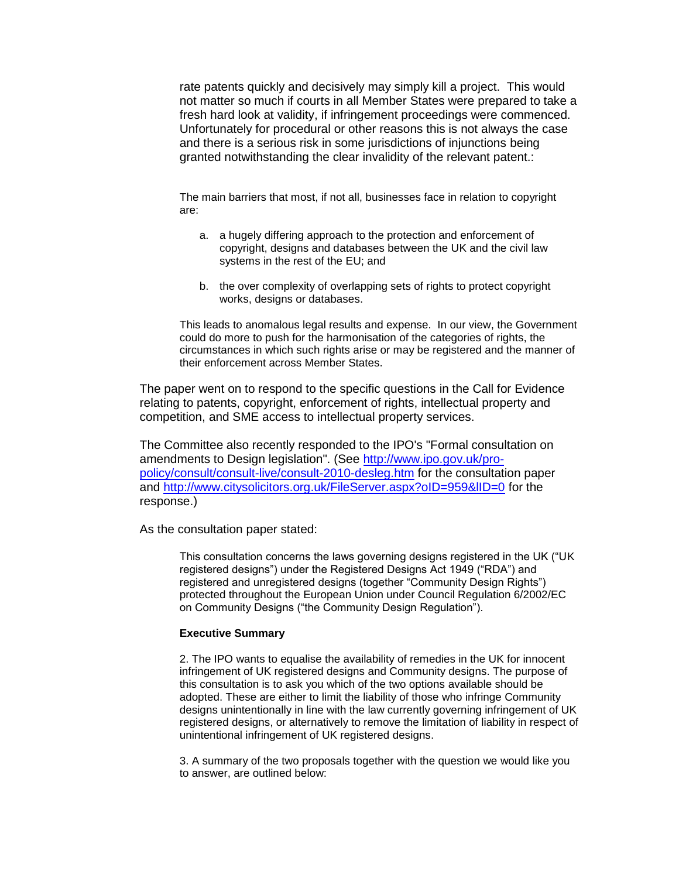> rate patents quickly and decisively may simply kill a project. This would not matter so much if courts in all Member States were prepared to take a fresh hard look at validity, if infringement proceedings were commenced. Unfortunately for procedural or other reasons this is not always the case and there is a serious risk in some jurisdictions of injunctions being granted notwithstanding the clear invalidity of the relevant patent.:
>
> The main barriers that most, if not all, businesses face in relation to copyright are:
>
> a. a hugely differing approach to the protection and enforcement of copyright, designs and databases between the UK and the civil law systems in the rest of the EU; and
>
> b. the over complexity of overlapping sets of rights to protect copyright works, designs or databases.
>
> This leads to anomalous legal results and expense. In our view, the Government could do more to push for the harmonisation of the categories of rights, the circumstances in which such rights arise or may be registered and the manner of their enforcement across Member States.

The paper went on to respond to the specific questions in the Call for Evidence relating to patents, copyright, enforcement of rights, intellectual property and competition, and SME access to intellectual property services.

The Committee also recently responded to the IPO's "Formal consultation on amendments to Design legislation". (See [http://www.ipo.gov.uk/pro-policy/consult/consult-live/consult-2010-desleg.htm](http://www.ipo.gov.uk/pro-policy/consult/consult-live/consult-2010-desleg.htm) for the consultation paper and [http://www.citysolicitors.org.uk/FileServer.aspx?oID=959&lID=0](http://www.citysolicitors.org.uk/FileServer.aspx?oID=959&lID=0) for the response.)

As the consultation paper stated:

> This consultation concerns the laws governing designs registered in the UK ("UK registered designs") under the Registered Designs Act 1949 ("RDA") and registered and unregistered designs (together "Community Design Rights") protected throughout the European Union under Council Regulation 6/2002/EC on Community Designs ("the Community Design Regulation").
>
> **Executive Summary**
>
> 2. The IPO wants to equalise the availability of remedies in the UK for innocent infringement of UK registered designs and Community designs. The purpose of this consultation is to ask you which of the two options available should be adopted. These are either to limit the liability of those who infringe Community designs unintentionally in line with the law currently governing infringement of UK registered designs, or alternatively to remove the limitation of liability in respect of unintentional infringement of UK registered designs.
>
> 3. A summary of the two proposals together with the question we would like you to answer, are outlined below: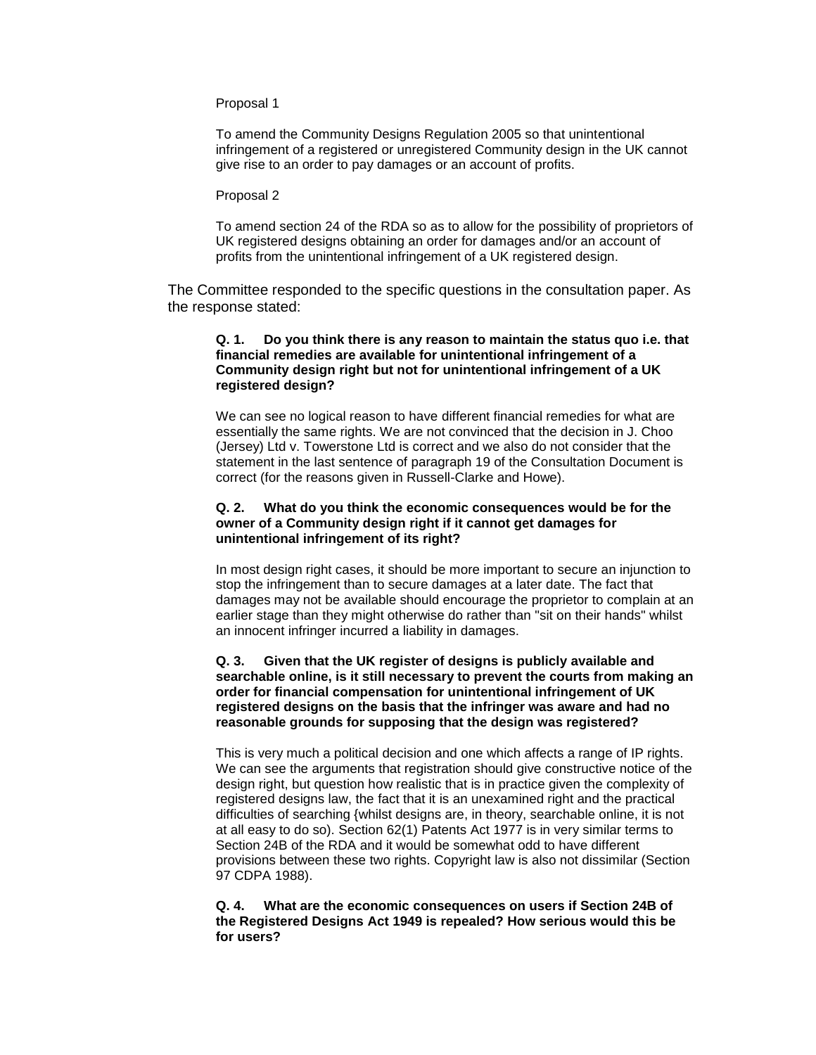Proposal 1

To amend the Community Designs Regulation 2005 so that unintentional infringement of a registered or unregistered Community design in the UK cannot give rise to an order to pay damages or an account of profits.

Proposal 2

To amend section 24 of the RDA so as to allow for the possibility of proprietors of UK registered designs obtaining an order for damages and/or an account of profits from the unintentional infringement of a UK registered design.

The Committee responded to the specific questions in the consultation paper. As the response stated:

**Q. 1. Do you think there is any reason to maintain the status quo i.e. that financial remedies are available for unintentional infringement of a Community design right but not for unintentional infringement of a UK registered design?**

We can see no logical reason to have different financial remedies for what are essentially the same rights. We are not convinced that the decision in J. Choo (Jersey) Ltd v. Towerstone Ltd is correct and we also do not consider that the statement in the last sentence of paragraph 19 of the Consultation Document is correct (for the reasons given in Russell-Clarke and Howe).

**Q. 2. What do you think the economic consequences would be for the owner of a Community design right if it cannot get damages for unintentional infringement of its right?**

In most design right cases, it should be more important to secure an injunction to stop the infringement than to secure damages at a later date. The fact that damages may not be available should encourage the proprietor to complain at an earlier stage than they might otherwise do rather than "sit on their hands" whilst an innocent infringer incurred a liability in damages.

**Q. 3. Given that the UK register of designs is publicly available and searchable online, is it still necessary to prevent the courts from making an order for financial compensation for unintentional infringement of UK registered designs on the basis that the infringer was aware and had no reasonable grounds for supposing that the design was registered?**

This is very much a political decision and one which affects a range of IP rights. We can see the arguments that registration should give constructive notice of the design right, but question how realistic that is in practice given the complexity of registered designs law, the fact that it is an unexamined right and the practical difficulties of searching {whilst designs are, in theory, searchable online, it is not at all easy to do so). Section 62(1) Patents Act 1977 is in very similar terms to Section 24B of the RDA and it would be somewhat odd to have different provisions between these two rights. Copyright law is also not dissimilar (Section 97 CDPA 1988).

**Q. 4. What are the economic consequences on users if Section 24B of the Registered Designs Act 1949 is repealed? How serious would this be for users?**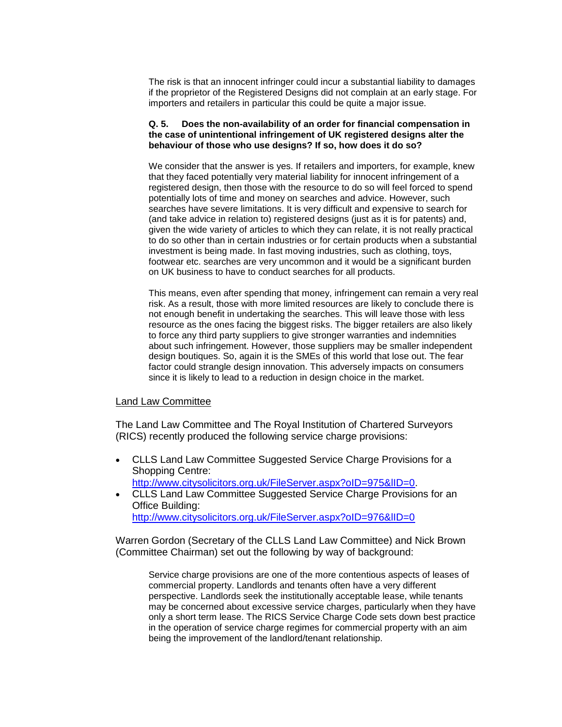The risk is that an innocent infringer could incur a substantial liability to damages if the proprietor of the Registered Designs did not complain at an early stage. For importers and retailers in particular this could be quite a major issue.

**Q. 5. Does the non-availability of an order for financial compensation in the case of unintentional infringement of UK registered designs alter the behaviour of those who use designs? If so, how does it do so?**

We consider that the answer is yes. If retailers and importers, for example, knew that they faced potentially very material liability for innocent infringement of a registered design, then those with the resource to do so will feel forced to spend potentially lots of time and money on searches and advice. However, such searches have severe limitations. It is very difficult and expensive to search for (and take advice in relation to) registered designs (just as it is for patents) and, given the wide variety of articles to which they can relate, it is not really practical to do so other than in certain industries or for certain products when a substantial investment is being made. In fast moving industries, such as clothing, toys, footwear etc. searches are very uncommon and it would be a significant burden on UK business to have to conduct searches for all products.

This means, even after spending that money, infringement can remain a very real risk. As a result, those with more limited resources are likely to conclude there is not enough benefit in undertaking the searches. This will leave those with less resource as the ones facing the biggest risks. The bigger retailers are also likely to force any third party suppliers to give stronger warranties and indemnities about such infringement. However, those suppliers may be smaller independent design boutiques. So, again it is the SMEs of this world that lose out. The fear factor could strangle design innovation. This adversely impacts on consumers since it is likely to lead to a reduction in design choice in the market.

<u>Land Law Committee</u>

The Land Law Committee and The Royal Institution of Chartered Surveyors (RICS) recently produced the following service charge provisions:

- CLLS Land Law Committee Suggested Service Charge Provisions for a Shopping Centre: http://www.citysolicitors.org.uk/FileServer.aspx?oID=975&lID=0.
- CLLS Land Law Committee Suggested Service Charge Provisions for an Office Building: http://www.citysolicitors.org.uk/FileServer.aspx?oID=976&lID=0

Warren Gordon (Secretary of the CLLS Land Law Committee) and Nick Brown (Committee Chairman) set out the following by way of background:

> Service charge provisions are one of the more contentious aspects of leases of commercial property. Landlords and tenants often have a very different perspective. Landlords seek the institutionally acceptable lease, while tenants may be concerned about excessive service charges, particularly when they have only a short term lease. The RICS Service Charge Code sets down best practice in the operation of service charge regimes for commercial property with an aim being the improvement of the landlord/tenant relationship.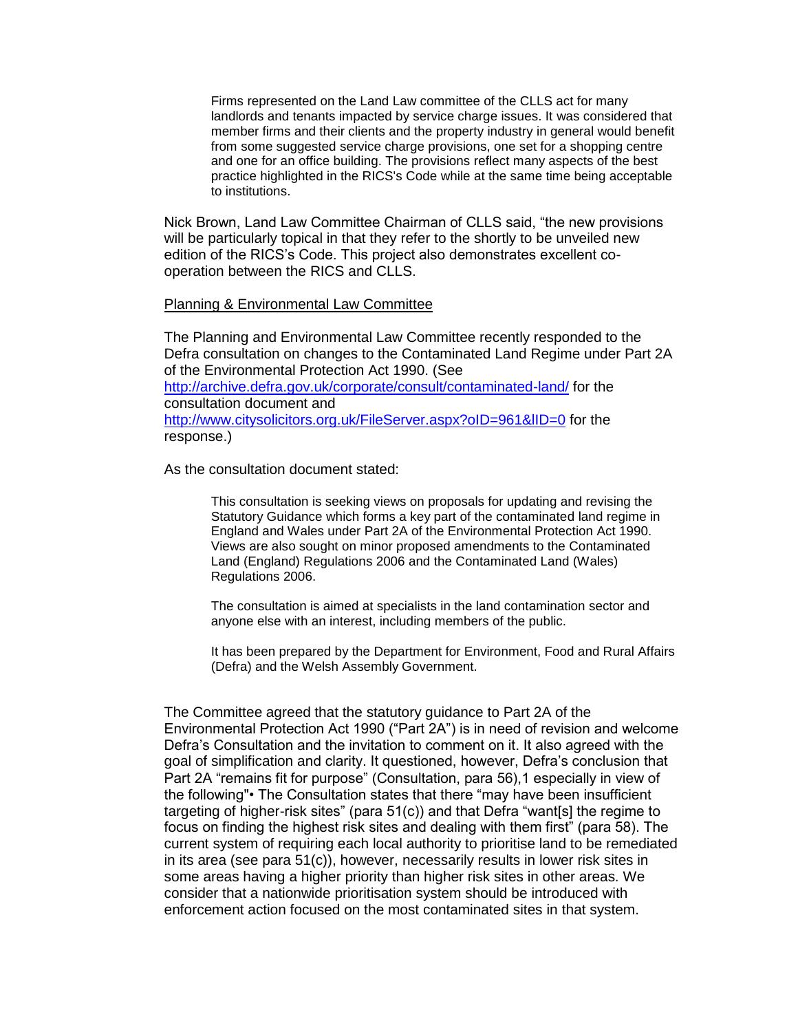> Firms represented on the Land Law committee of the CLLS act for many landlords and tenants impacted by service charge issues. It was considered that member firms and their clients and the property industry in general would benefit from some suggested service charge provisions, one set for a shopping centre and one for an office building. The provisions reflect many aspects of the best practice highlighted in the RICS's Code while at the same time being acceptable to institutions.

Nick Brown, Land Law Committee Chairman of CLLS said, "the new provisions will be particularly topical in that they refer to the shortly to be unveiled new edition of the RICS's Code. This project also demonstrates excellent co-operation between the RICS and CLLS.

Planning & Environmental Law Committee

The Planning and Environmental Law Committee recently responded to the Defra consultation on changes to the Contaminated Land Regime under Part 2A of the Environmental Protection Act 1990. (See http://archive.defra.gov.uk/corporate/consult/contaminated-land/ for the consultation document and http://www.citysolicitors.org.uk/FileServer.aspx?oID=961&lID=0 for the response.)

As the consultation document stated:

> This consultation is seeking views on proposals for updating and revising the Statutory Guidance which forms a key part of the contaminated land regime in England and Wales under Part 2A of the Environmental Protection Act 1990. Views are also sought on minor proposed amendments to the Contaminated Land (England) Regulations 2006 and the Contaminated Land (Wales) Regulations 2006.
>
> The consultation is aimed at specialists in the land contamination sector and anyone else with an interest, including members of the public.
>
> It has been prepared by the Department for Environment, Food and Rural Affairs (Defra) and the Welsh Assembly Government.

The Committee agreed that the statutory guidance to Part 2A of the Environmental Protection Act 1990 ("Part 2A") is in need of revision and welcome Defra's Consultation and the invitation to comment on it. It also agreed with the goal of simplification and clarity. It questioned, however, Defra's conclusion that Part 2A "remains fit for purpose" (Consultation, para 56),1 especially in view of the following"• The Consultation states that there "may have been insufficient targeting of higher-risk sites" (para 51(c)) and that Defra "want[s] the regime to focus on finding the highest risk sites and dealing with them first" (para 58). The current system of requiring each local authority to prioritise land to be remediated in its area (see para 51(c)), however, necessarily results in lower risk sites in some areas having a higher priority than higher risk sites in other areas. We consider that a nationwide prioritisation system should be introduced with enforcement action focused on the most contaminated sites in that system.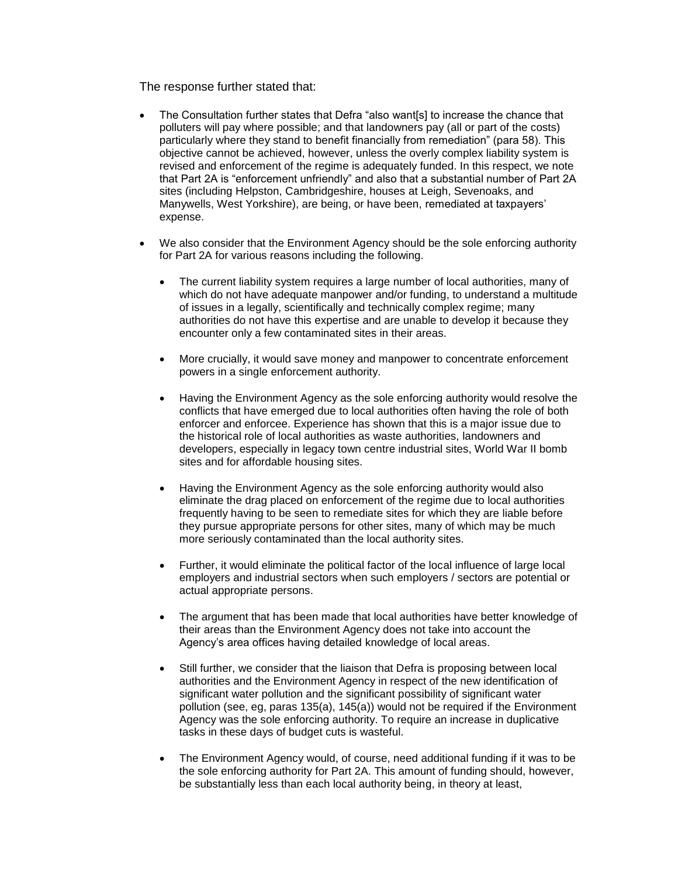The response further stated that:

- The Consultation further states that Defra "also want[s] to increase the chance that polluters will pay where possible; and that landowners pay (all or part of the costs) particularly where they stand to benefit financially from remediation" (para 58). This objective cannot be achieved, however, unless the overly complex liability system is revised and enforcement of the regime is adequately funded. In this respect, we note that Part 2A is "enforcement unfriendly" and also that a substantial number of Part 2A sites (including Helpston, Cambridgeshire, houses at Leigh, Sevenoaks, and Manywells, West Yorkshire), are being, or have been, remediated at taxpayers' expense.

- We also consider that the Environment Agency should be the sole enforcing authority for Part 2A for various reasons including the following.

  - The current liability system requires a large number of local authorities, many of which do not have adequate manpower and/or funding, to understand a multitude of issues in a legally, scientifically and technically complex regime; many authorities do not have this expertise and are unable to develop it because they encounter only a few contaminated sites in their areas.

  - More crucially, it would save money and manpower to concentrate enforcement powers in a single enforcement authority.

  - Having the Environment Agency as the sole enforcing authority would resolve the conflicts that have emerged due to local authorities often having the role of both enforcer and enforcee. Experience has shown that this is a major issue due to the historical role of local authorities as waste authorities, landowners and developers, especially in legacy town centre industrial sites, World War II bomb sites and for affordable housing sites.

  - Having the Environment Agency as the sole enforcing authority would also eliminate the drag placed on enforcement of the regime due to local authorities frequently having to be seen to remediate sites for which they are liable before they pursue appropriate persons for other sites, many of which may be much more seriously contaminated than the local authority sites.

  - Further, it would eliminate the political factor of the local influence of large local employers and industrial sectors when such employers / sectors are potential or actual appropriate persons.

  - The argument that has been made that local authorities have better knowledge of their areas than the Environment Agency does not take into account the Agency's area offices having detailed knowledge of local areas.

  - Still further, we consider that the liaison that Defra is proposing between local authorities and the Environment Agency in respect of the new identification of significant water pollution and the significant possibility of significant water pollution (see, eg, paras 135(a), 145(a)) would not be required if the Environment Agency was the sole enforcing authority. To require an increase in duplicative tasks in these days of budget cuts is wasteful.

  - The Environment Agency would, of course, need additional funding if it was to be the sole enforcing authority for Part 2A. This amount of funding should, however, be substantially less than each local authority being, in theory at least,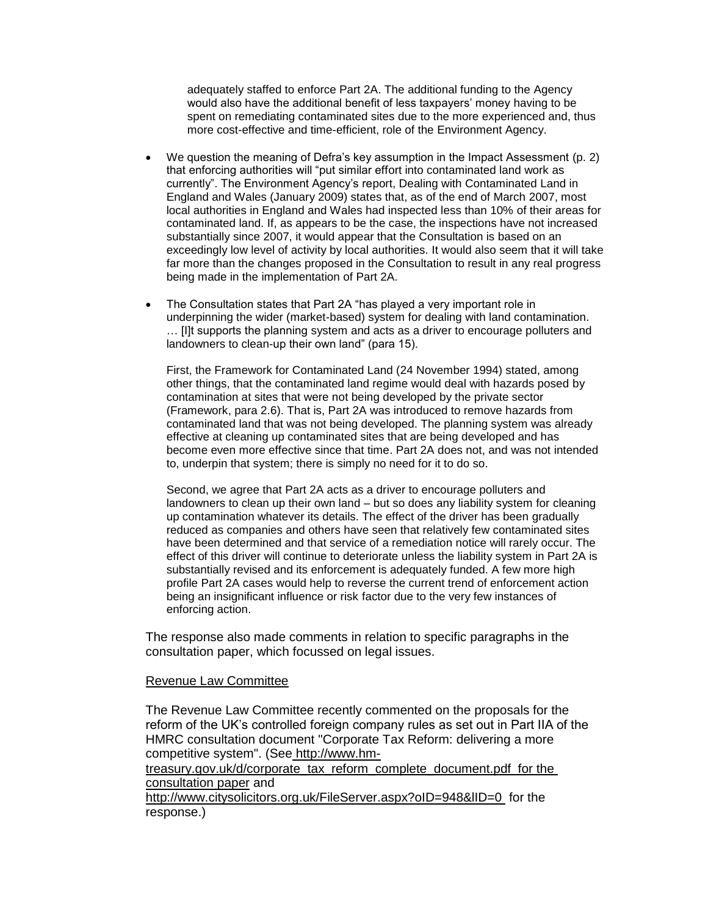adequately staffed to enforce Part 2A. The additional funding to the Agency would also have the additional benefit of less taxpayers' money having to be spent on remediating contaminated sites due to the more experienced and, thus more cost-effective and time-efficient, role of the Environment Agency.

- We question the meaning of Defra's key assumption in the Impact Assessment (p. 2) that enforcing authorities will "put similar effort into contaminated land work as currently". The Environment Agency's report, Dealing with Contaminated Land in England and Wales (January 2009) states that, as of the end of March 2007, most local authorities in England and Wales had inspected less than 10% of their areas for contaminated land. If, as appears to be the case, the inspections have not increased substantially since 2007, it would appear that the Consultation is based on an exceedingly low level of activity by local authorities. It would also seem that it will take far more than the changes proposed in the Consultation to result in any real progress being made in the implementation of Part 2A.

- The Consultation states that Part 2A "has played a very important role in underpinning the wider (market-based) system for dealing with land contamination. … [I]t supports the planning system and acts as a driver to encourage polluters and landowners to clean-up their own land" (para 15).

  First, the Framework for Contaminated Land (24 November 1994) stated, among other things, that the contaminated land regime would deal with hazards posed by contamination at sites that were not being developed by the private sector (Framework, para 2.6). That is, Part 2A was introduced to remove hazards from contaminated land that was not being developed. The planning system was already effective at cleaning up contaminated sites that are being developed and has become even more effective since that time. Part 2A does not, and was not intended to, underpin that system; there is simply no need for it to do so.

  Second, we agree that Part 2A acts as a driver to encourage polluters and landowners to clean up their own land – but so does any liability system for cleaning up contamination whatever its details. The effect of the driver has been gradually reduced as companies and others have seen that relatively few contaminated sites have been determined and that service of a remediation notice will rarely occur. The effect of this driver will continue to deteriorate unless the liability system in Part 2A is substantially revised and its enforcement is adequately funded. A few more high profile Part 2A cases would help to reverse the current trend of enforcement action being an insignificant influence or risk factor due to the very few instances of enforcing action.

The response also made comments in relation to specific paragraphs in the consultation paper, which focussed on legal issues.

Revenue Law Committee

The Revenue Law Committee recently commented on the proposals for the reform of the UK's controlled foreign company rules as set out in Part IIA of the HMRC consultation document "Corporate Tax Reform: delivering a more competitive system". (See http://www.hm-treasury.gov.uk/d/corporate_tax_reform_complete_document.pdf for the consultation paper and http://www.citysolicitors.org.uk/FileServer.aspx?oID=948&lID=0 for the response.)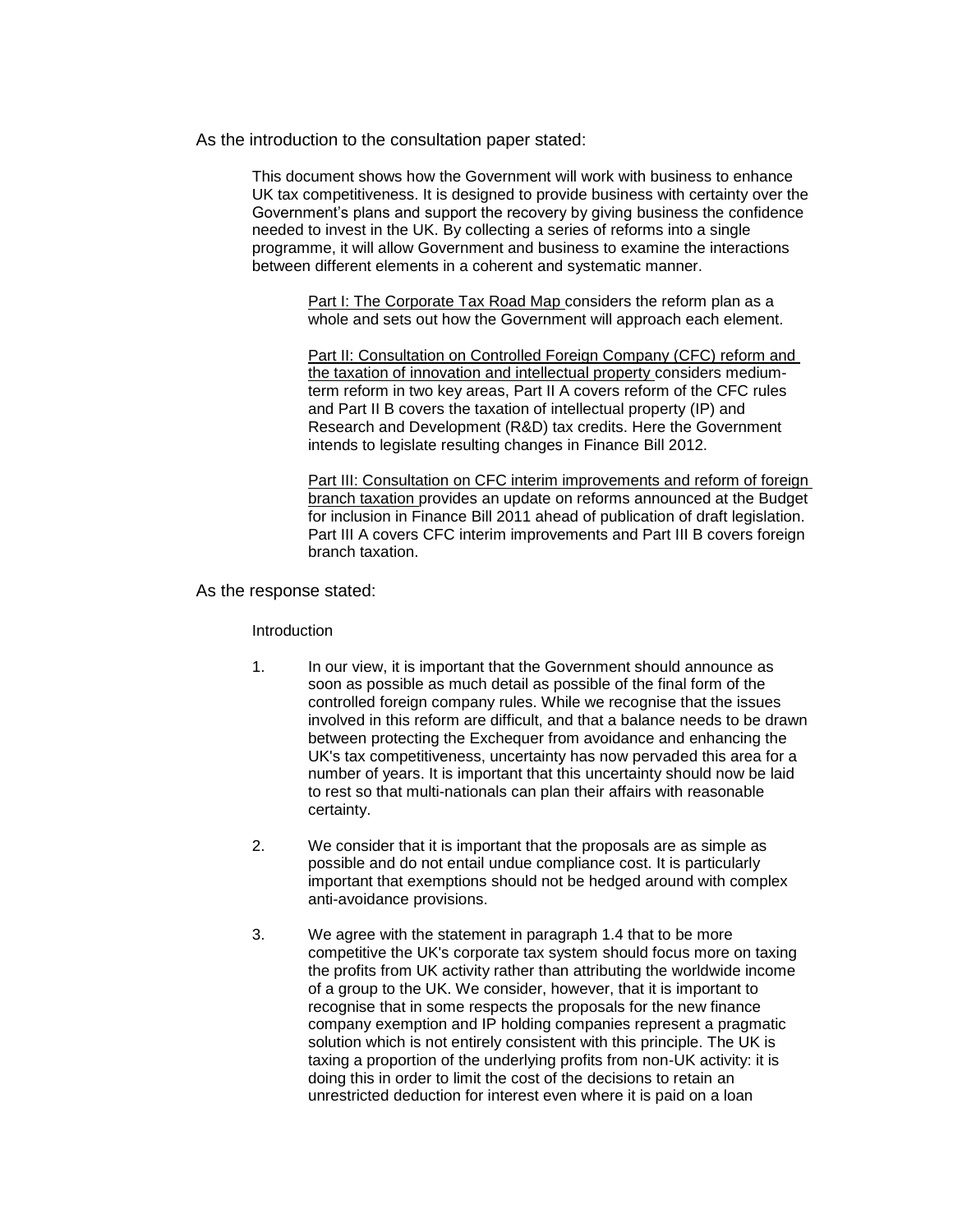As the introduction to the consultation paper stated:

> This document shows how the Government will work with business to enhance UK tax competitiveness. It is designed to provide business with certainty over the Government's plans and support the recovery by giving business the confidence needed to invest in the UK. By collecting a series of reforms into a single programme, it will allow Government and business to examine the interactions between different elements in a coherent and systematic manner.
>
> > Part I: The Corporate Tax Road Map considers the reform plan as a whole and sets out how the Government will approach each element.
> >
> > Part II: Consultation on Controlled Foreign Company (CFC) reform and the taxation of innovation and intellectual property considers medium-term reform in two key areas, Part II A covers reform of the CFC rules and Part II B covers the taxation of intellectual property (IP) and Research and Development (R&D) tax credits. Here the Government intends to legislate resulting changes in Finance Bill 2012.
> >
> > Part III: Consultation on CFC interim improvements and reform of foreign branch taxation provides an update on reforms announced at the Budget for inclusion in Finance Bill 2011 ahead of publication of draft legislation. Part III A covers CFC interim improvements and Part III B covers foreign branch taxation.

As the response stated:

> Introduction
>
> 1. In our view, it is important that the Government should announce as soon as possible as much detail as possible of the final form of the controlled foreign company rules. While we recognise that the issues involved in this reform are difficult, and that a balance needs to be drawn between protecting the Exchequer from avoidance and enhancing the UK's tax competitiveness, uncertainty has now pervaded this area for a number of years. It is important that this uncertainty should now be laid to rest so that multi-nationals can plan their affairs with reasonable certainty.
>
> 2. We consider that it is important that the proposals are as simple as possible and do not entail undue compliance cost. It is particularly important that exemptions should not be hedged around with complex anti-avoidance provisions.
>
> 3. We agree with the statement in paragraph 1.4 that to be more competitive the UK's corporate tax system should focus more on taxing the profits from UK activity rather than attributing the worldwide income of a group to the UK. We consider, however, that it is important to recognise that in some respects the proposals for the new finance company exemption and IP holding companies represent a pragmatic solution which is not entirely consistent with this principle. The UK is taxing a proportion of the underlying profits from non-UK activity: it is doing this in order to limit the cost of the decisions to retain an unrestricted deduction for interest even where it is paid on a loan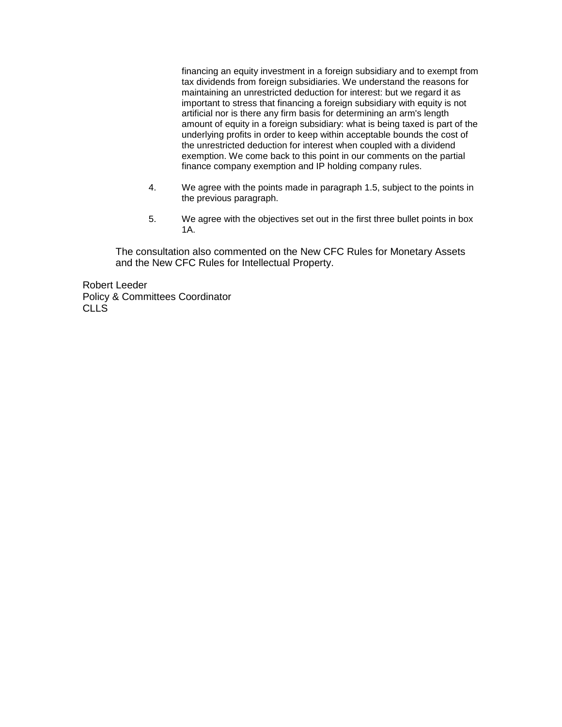financing an equity investment in a foreign subsidiary and to exempt from tax dividends from foreign subsidiaries. We understand the reasons for maintaining an unrestricted deduction for interest: but we regard it as important to stress that financing a foreign subsidiary with equity is not artificial nor is there any firm basis for determining an arm's length amount of equity in a foreign subsidiary: what is being taxed is part of the underlying profits in order to keep within acceptable bounds the cost of the unrestricted deduction for interest when coupled with a dividend exemption. We come back to this point in our comments on the partial finance company exemption and IP holding company rules.

4. We agree with the points made in paragraph 1.5, subject to the points in the previous paragraph.

5. We agree with the objectives set out in the first three bullet points in box 1A.

The consultation also commented on the New CFC Rules for Monetary Assets and the New CFC Rules for Intellectual Property.

Robert Leeder
Policy & Committees Coordinator
CLLS